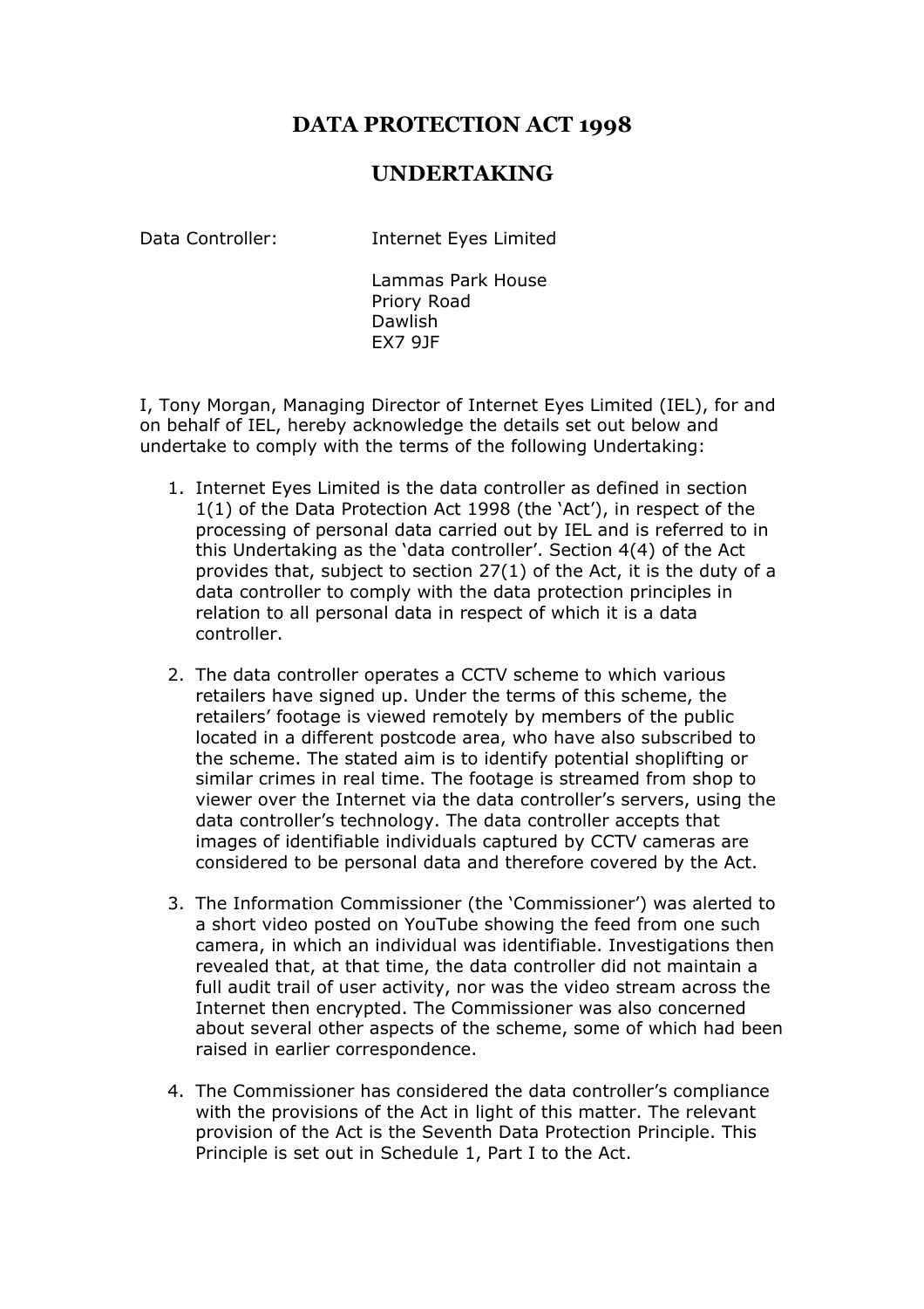# DATA PROTECTION ACT 1998

# UNDERTAKING

Data Controller: Internet Eyes Limited

Lammas Park House
Priory Road
Dawlish
EX7 9JF

I, Tony Morgan, Managing Director of Internet Eyes Limited (IEL), for and on behalf of IEL, hereby acknowledge the details set out below and undertake to comply with the terms of the following Undertaking:

1. Internet Eyes Limited is the data controller as defined in section 1(1) of the Data Protection Act 1998 (the 'Act'), in respect of the processing of personal data carried out by IEL and is referred to in this Undertaking as the 'data controller'. Section 4(4) of the Act provides that, subject to section 27(1) of the Act, it is the duty of a data controller to comply with the data protection principles in relation to all personal data in respect of which it is a data controller.

2. The data controller operates a CCTV scheme to which various retailers have signed up. Under the terms of this scheme, the retailers' footage is viewed remotely by members of the public located in a different postcode area, who have also subscribed to the scheme. The stated aim is to identify potential shoplifting or similar crimes in real time. The footage is streamed from shop to viewer over the Internet via the data controller's servers, using the data controller's technology. The data controller accepts that images of identifiable individuals captured by CCTV cameras are considered to be personal data and therefore covered by the Act.

3. The Information Commissioner (the 'Commissioner') was alerted to a short video posted on YouTube showing the feed from one such camera, in which an individual was identifiable. Investigations then revealed that, at that time, the data controller did not maintain a full audit trail of user activity, nor was the video stream across the Internet then encrypted. The Commissioner was also concerned about several other aspects of the scheme, some of which had been raised in earlier correspondence.

4. The Commissioner has considered the data controller's compliance with the provisions of the Act in light of this matter. The relevant provision of the Act is the Seventh Data Protection Principle. This Principle is set out in Schedule 1, Part I to the Act.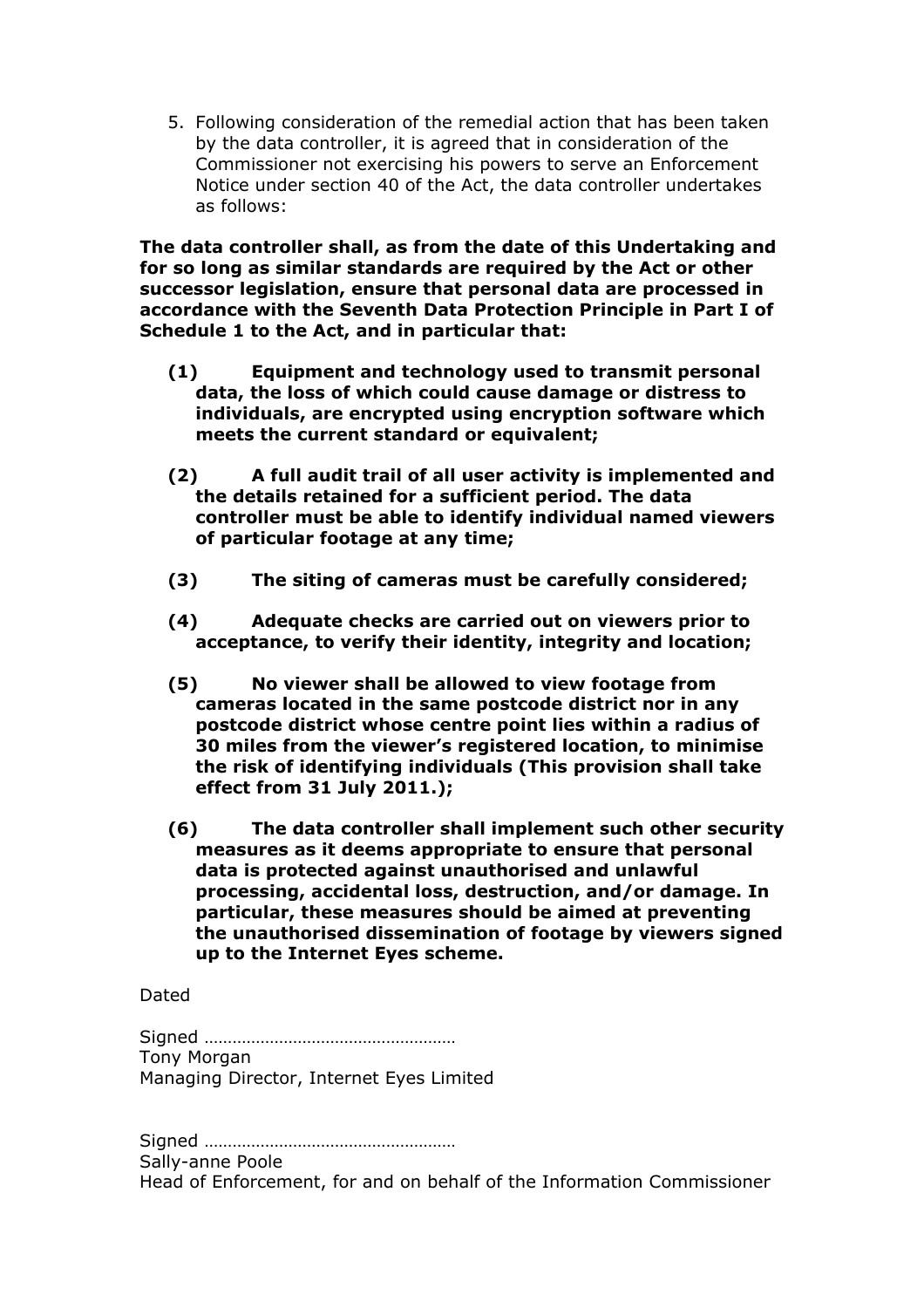5. Following consideration of the remedial action that has been taken by the data controller, it is agreed that in consideration of the Commissioner not exercising his powers to serve an Enforcement Notice under section 40 of the Act, the data controller undertakes as follows:

**The data controller shall, as from the date of this Undertaking and for so long as similar standards are required by the Act or other successor legislation, ensure that personal data are processed in accordance with the Seventh Data Protection Principle in Part I of Schedule 1 to the Act, and in particular that:**

**(1) Equipment and technology used to transmit personal data, the loss of which could cause damage or distress to individuals, are encrypted using encryption software which meets the current standard or equivalent;**

**(2) A full audit trail of all user activity is implemented and the details retained for a sufficient period. The data controller must be able to identify individual named viewers of particular footage at any time;**

**(3) The siting of cameras must be carefully considered;**

**(4) Adequate checks are carried out on viewers prior to acceptance, to verify their identity, integrity and location;**

**(5) No viewer shall be allowed to view footage from cameras located in the same postcode district nor in any postcode district whose centre point lies within a radius of 30 miles from the viewer's registered location, to minimise the risk of identifying individuals (This provision shall take effect from 31 July 2011.);**

**(6) The data controller shall implement such other security measures as it deems appropriate to ensure that personal data is protected against unauthorised and unlawful processing, accidental loss, destruction, and/or damage. In particular, these measures should be aimed at preventing the unauthorised dissemination of footage by viewers signed up to the Internet Eyes scheme.**

Dated

Signed ………………………………………………
Tony Morgan
Managing Director, Internet Eyes Limited

Signed ………………………………………………
Sally-anne Poole
Head of Enforcement, for and on behalf of the Information Commissioner